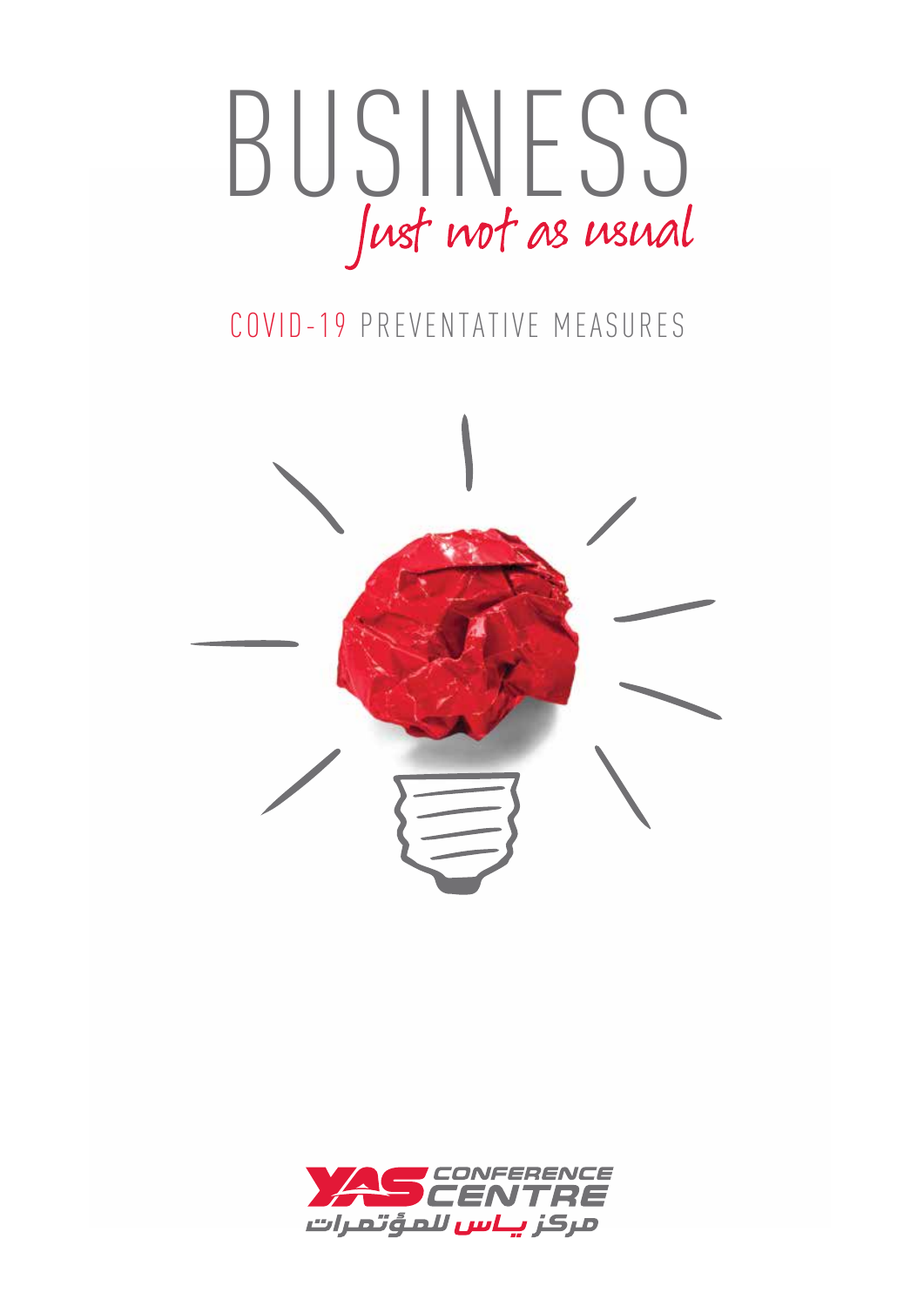# BUSINESS

*Just not as usual*

## COVID-19 PREVENTATIVE MEASURES

YAS CONFERENCE CENTRE

مركز ياس للمؤتمرات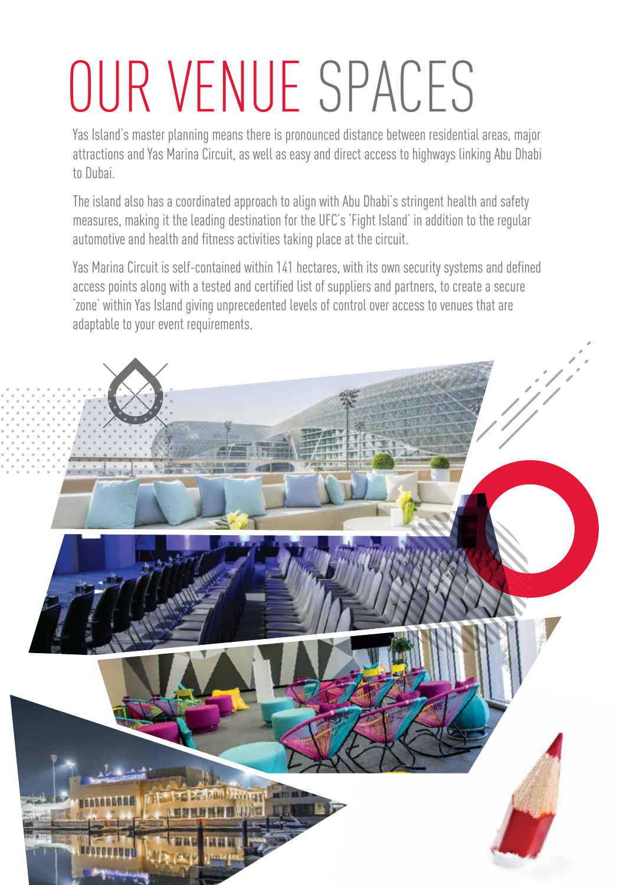# OUR VENUE SPACES

Yas Island's master planning means there is pronounced distance between residential areas, major attractions and Yas Marina Circuit, as well as easy and direct access to highways linking Abu Dhabi to Dubai.

The island also has a coordinated approach to align with Abu Dhabi's stringent health and safety measures, making it the leading destination for the UFC's 'Fight Island' in addition to the regular automotive and health and fitness activities taking place at the circuit.

Yas Marina Circuit is self-contained within 141 hectares, with its own security systems and defined access points along with a tested and certified list of suppliers and partners, to create a secure 'zone' within Yas Island giving unprecedented levels of control over access to venues that are adaptable to your event requirements.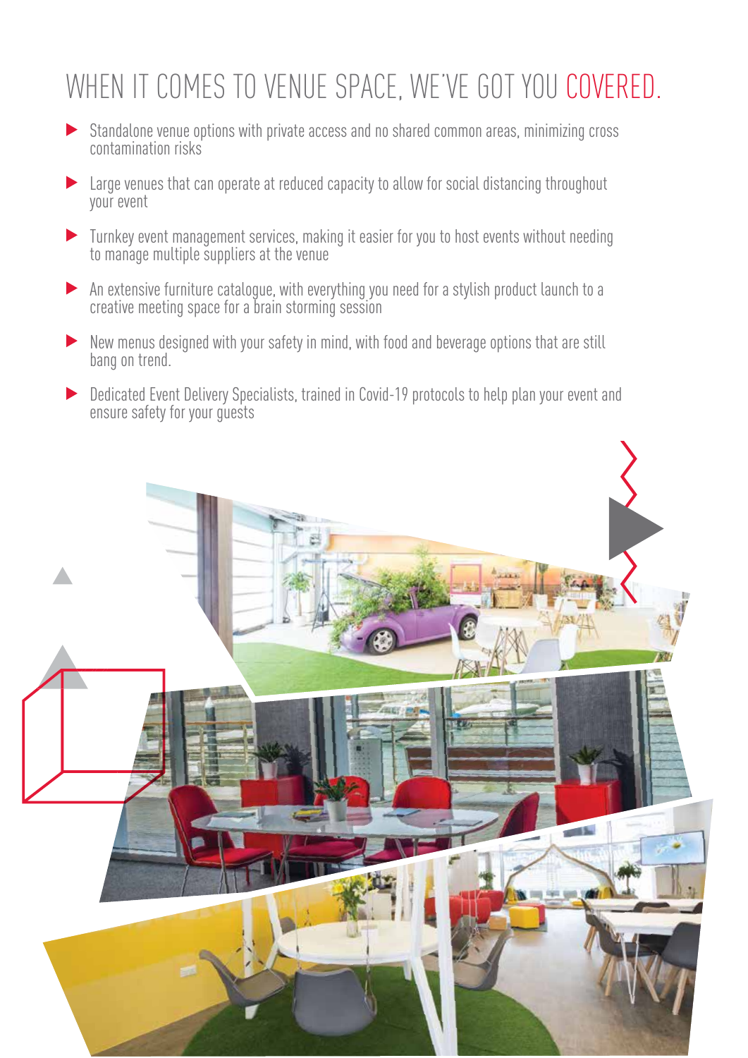# WHEN IT COMES TO VENUE SPACE, WE'VE GOT YOU COVERED.

- Standalone venue options with private access and no shared common areas, minimizing cross contamination risks
- Large venues that can operate at reduced capacity to allow for social distancing throughout your event
- Turnkey event management services, making it easier for you to host events without needing to manage multiple suppliers at the venue
- An extensive furniture catalogue, with everything you need for a stylish product launch to a creative meeting space for a brain storming session
- New menus designed with your safety in mind, with food and beverage options that are still bang on trend.
- Dedicated Event Delivery Specialists, trained in Covid-19 protocols to help plan your event and ensure safety for your guests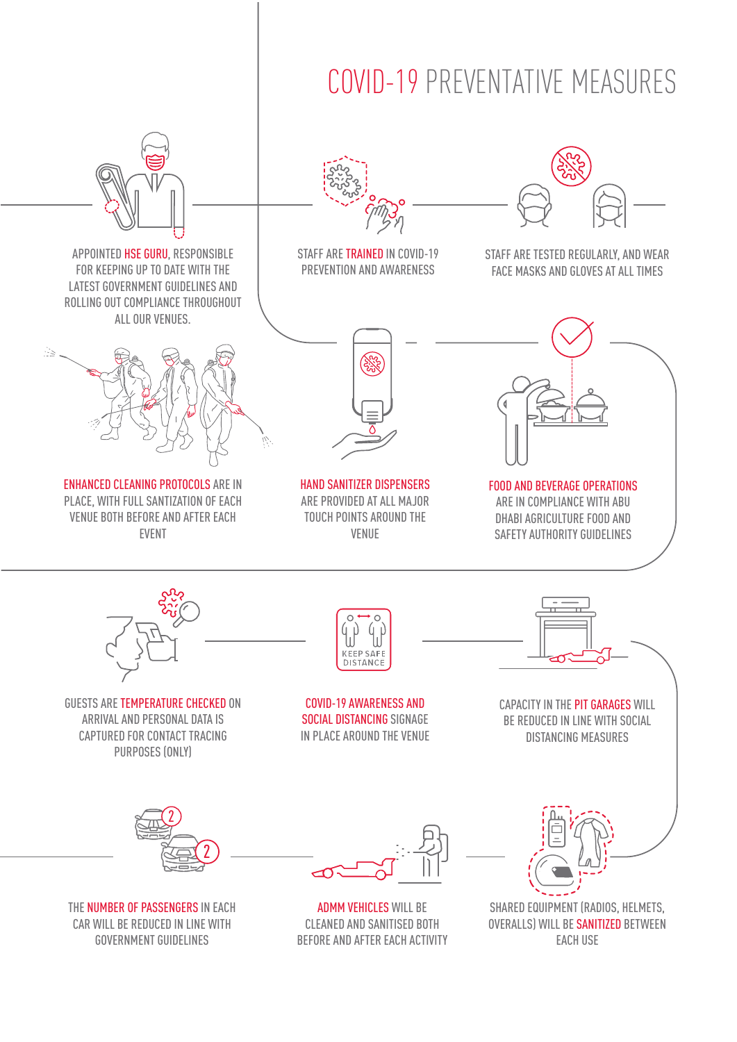# COVID-19 PREVENTATIVE MEASURES

APPOINTED HSE GURU, RESPONSIBLE FOR KEEPING UP TO DATE WITH THE LATEST GOVERNMENT GUIDELINES AND ROLLING OUT COMPLIANCE THROUGHOUT ALL OUR VENUES.

STAFF ARE TRAINED IN COVID-19 PREVENTION AND AWARENESS

STAFF ARE TESTED REGULARLY, AND WEAR FACE MASKS AND GLOVES AT ALL TIMES

ENHANCED CLEANING PROTOCOLS ARE IN PLACE, WITH FULL SANTIZATION OF EACH VENUE BOTH BEFORE AND AFTER EACH EVENT

HAND SANITIZER DISPENSERS ARE PROVIDED AT ALL MAJOR TOUCH POINTS AROUND THE VENUE

FOOD AND BEVERAGE OPERATIONS ARE IN COMPLIANCE WITH ABU DHABI AGRICULTURE FOOD AND SAFETY AUTHORITY GUIDELINES

GUESTS ARE TEMPERATURE CHECKED ON ARRIVAL AND PERSONAL DATA IS CAPTURED FOR CONTACT TRACING PURPOSES (ONLY)

KEEP SAFE DISTANCE

COVID-19 AWARENESS AND SOCIAL DISTANCING SIGNAGE IN PLACE AROUND THE VENUE

CAPACITY IN THE PIT GARAGES WILL BE REDUCED IN LINE WITH SOCIAL DISTANCING MEASURES

2

2

THE NUMBER OF PASSENGERS IN EACH CAR WILL BE REDUCED IN LINE WITH GOVERNMENT GUIDELINES

ADMM VEHICLES WILL BE CLEANED AND SANITISED BOTH BEFORE AND AFTER EACH ACTIVITY

SHARED EQUIPMENT (RADIOS, HELMETS, OVERALLS) WILL BE SANITIZED BETWEEN EACH USE